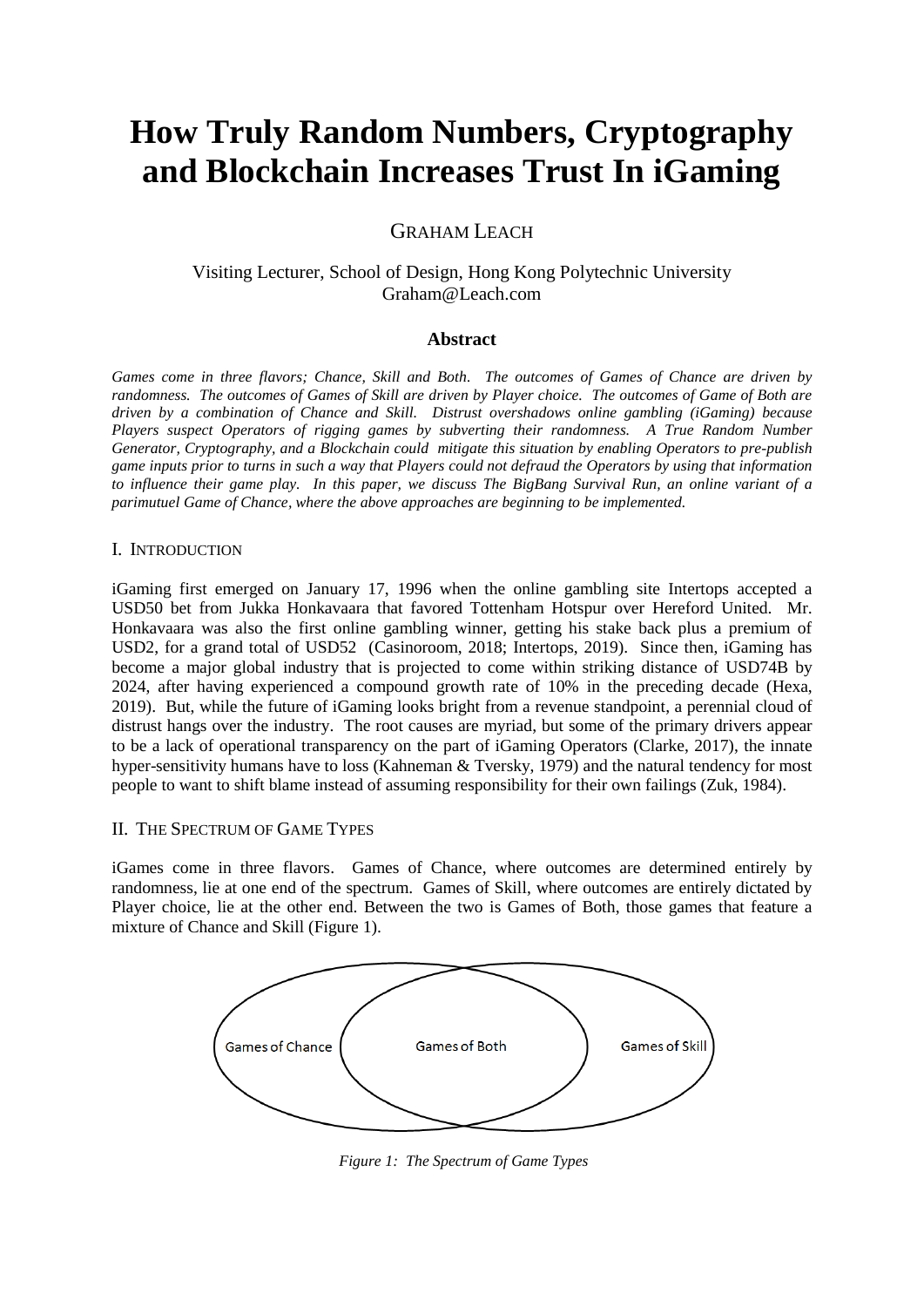# How Truly Random Numbers, Cryptography and Blockchain Increases Trust In iGaming

GRAHAM LEACH

Visiting Lecturer, School of Design, Hong Kong Polytechnic University
Graham@Leach.com

### Abstract

*Games come in three flavors; Chance, Skill and Both. The outcomes of Games of Chance are driven by randomness. The outcomes of Games of Skill are driven by Player choice. The outcomes of Game of Both are driven by a combination of Chance and Skill. Distrust overshadows online gambling (iGaming) because Players suspect Operators of rigging games by subverting their randomness. A True Random Number Generator, Cryptography, and a Blockchain could mitigate this situation by enabling Operators to pre-publish game inputs prior to turns in such a way that Players could not defraud the Operators by using that information to influence their game play. In this paper, we discuss The BigBang Survival Run, an online variant of a parimutuel Game of Chance, where the above approaches are beginning to be implemented.*

## I. INTRODUCTION

iGaming first emerged on January 17, 1996 when the online gambling site Intertops accepted a USD50 bet from Jukka Honkavaara that favored Tottenham Hotspur over Hereford United. Mr. Honkavaara was also the first online gambling winner, getting his stake back plus a premium of USD2, for a grand total of USD52 (Casinoroom, 2018; Intertops, 2019). Since then, iGaming has become a major global industry that is projected to come within striking distance of USD74B by 2024, after having experienced a compound growth rate of 10% in the preceding decade (Hexa, 2019). But, while the future of iGaming looks bright from a revenue standpoint, a perennial cloud of distrust hangs over the industry. The root causes are myriad, but some of the primary drivers appear to be a lack of operational transparency on the part of iGaming Operators (Clarke, 2017), the innate hyper-sensitivity humans have to loss (Kahneman & Tversky, 1979) and the natural tendency for most people to want to shift blame instead of assuming responsibility for their own failings (Zuk, 1984).

## II. THE SPECTRUM OF GAME TYPES

iGames come in three flavors. Games of Chance, where outcomes are determined entirely by randomness, lie at one end of the spectrum. Games of Skill, where outcomes are entirely dictated by Player choice, lie at the other end. Between the two is Games of Both, those games that feature a mixture of Chance and Skill (Figure 1).

*Figure 1: The Spectrum of Game Types*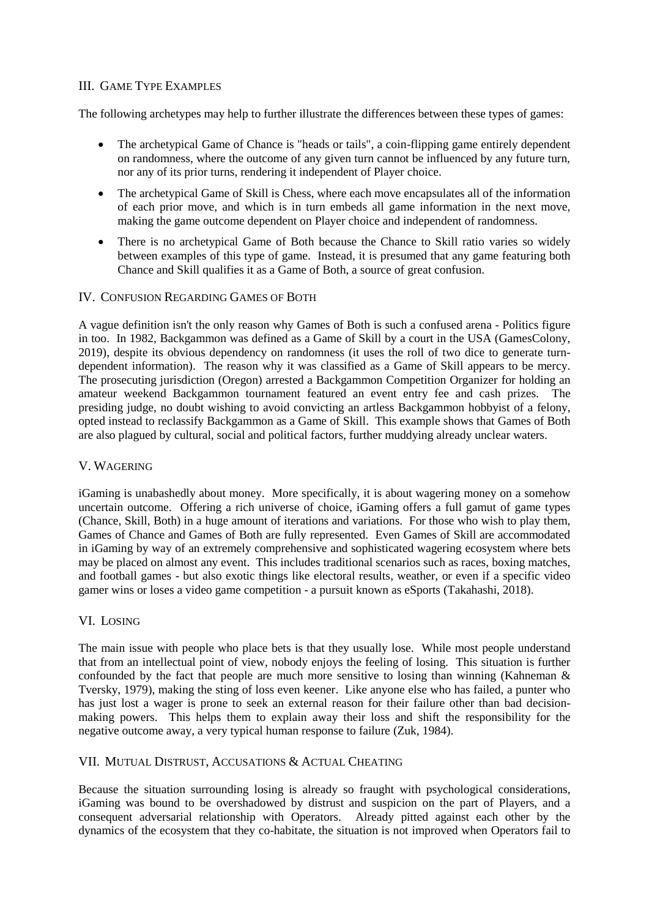## III. Game Type Examples

The following archetypes may help to further illustrate the differences between these types of games:

- The archetypical Game of Chance is "heads or tails", a coin-flipping game entirely dependent on randomness, where the outcome of any given turn cannot be influenced by any future turn, nor any of its prior turns, rendering it independent of Player choice.
- The archetypical Game of Skill is Chess, where each move encapsulates all of the information of each prior move, and which is in turn embeds all game information in the next move, making the game outcome dependent on Player choice and independent of randomness.
- There is no archetypical Game of Both because the Chance to Skill ratio varies so widely between examples of this type of game. Instead, it is presumed that any game featuring both Chance and Skill qualifies it as a Game of Both, a source of great confusion.

## IV. Confusion Regarding Games of Both

A vague definition isn't the only reason why Games of Both is such a confused arena - Politics figure in too. In 1982, Backgammon was defined as a Game of Skill by a court in the USA (GamesColony, 2019), despite its obvious dependency on randomness (it uses the roll of two dice to generate turn-dependent information). The reason why it was classified as a Game of Skill appears to be mercy. The prosecuting jurisdiction (Oregon) arrested a Backgammon Competition Organizer for holding an amateur weekend Backgammon tournament featured an event entry fee and cash prizes. The presiding judge, no doubt wishing to avoid convicting an artless Backgammon hobbyist of a felony, opted instead to reclassify Backgammon as a Game of Skill. This example shows that Games of Both are also plagued by cultural, social and political factors, further muddying already unclear waters.

## V. Wagering

iGaming is unabashedly about money. More specifically, it is about wagering money on a somehow uncertain outcome. Offering a rich universe of choice, iGaming offers a full gamut of game types (Chance, Skill, Both) in a huge amount of iterations and variations. For those who wish to play them, Games of Chance and Games of Both are fully represented. Even Games of Skill are accommodated in iGaming by way of an extremely comprehensive and sophisticated wagering ecosystem where bets may be placed on almost any event. This includes traditional scenarios such as races, boxing matches, and football games - but also exotic things like electoral results, weather, or even if a specific video gamer wins or loses a video game competition - a pursuit known as eSports (Takahashi, 2018).

## VI. Losing

The main issue with people who place bets is that they usually lose. While most people understand that from an intellectual point of view, nobody enjoys the feeling of losing. This situation is further confounded by the fact that people are much more sensitive to losing than winning (Kahneman & Tversky, 1979), making the sting of loss even keener. Like anyone else who has failed, a punter who has just lost a wager is prone to seek an external reason for their failure other than bad decision-making powers. This helps them to explain away their loss and shift the responsibility for the negative outcome away, a very typical human response to failure (Zuk, 1984).

## VII. Mutual Distrust, Accusations & Actual Cheating

Because the situation surrounding losing is already so fraught with psychological considerations, iGaming was bound to be overshadowed by distrust and suspicion on the part of Players, and a consequent adversarial relationship with Operators. Already pitted against each other by the dynamics of the ecosystem that they co-habitate, the situation is not improved when Operators fail to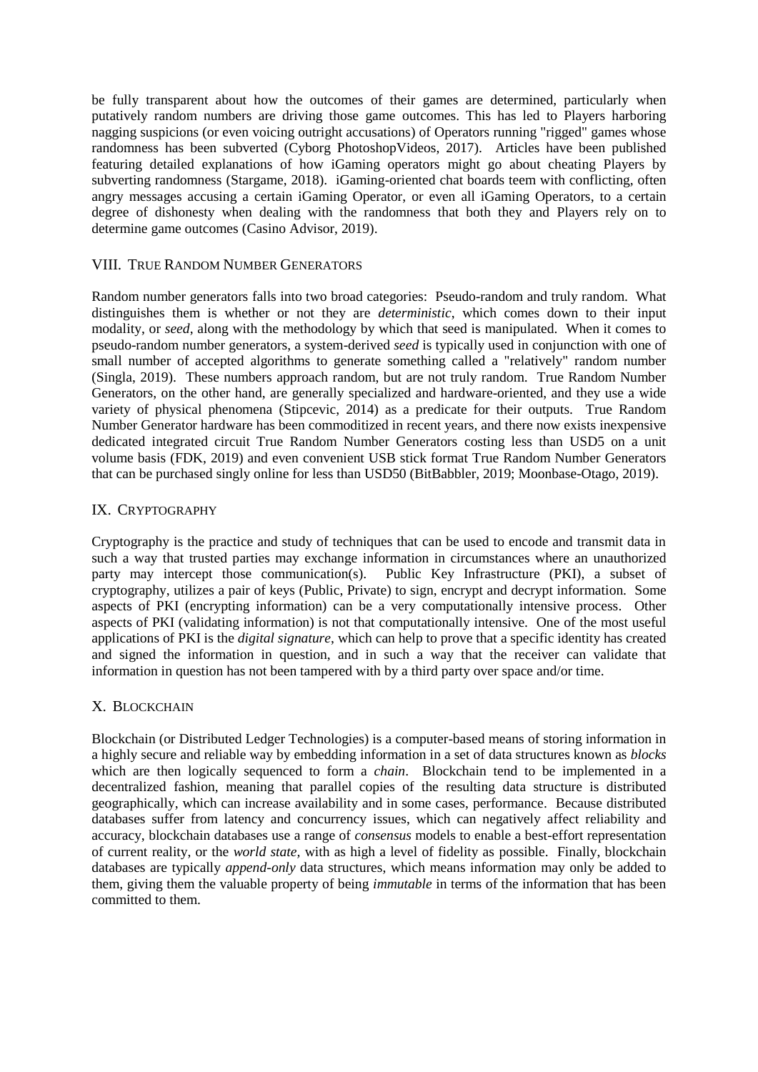be fully transparent about how the outcomes of their games are determined, particularly when putatively random numbers are driving those game outcomes. This has led to Players harboring nagging suspicions (or even voicing outright accusations) of Operators running "rigged" games whose randomness has been subverted (Cyborg PhotoshopVideos, 2017). Articles have been published featuring detailed explanations of how iGaming operators might go about cheating Players by subverting randomness (Stargame, 2018). iGaming-oriented chat boards teem with conflicting, often angry messages accusing a certain iGaming Operator, or even all iGaming Operators, to a certain degree of dishonesty when dealing with the randomness that both they and Players rely on to determine game outcomes (Casino Advisor, 2019).

## VIII. True Random Number Generators

Random number generators falls into two broad categories: Pseudo-random and truly random. What distinguishes them is whether or not they are *deterministic*, which comes down to their input modality, or *seed*, along with the methodology by which that seed is manipulated. When it comes to pseudo-random number generators, a system-derived *seed* is typically used in conjunction with one of small number of accepted algorithms to generate something called a "relatively" random number (Singla, 2019). These numbers approach random, but are not truly random. True Random Number Generators, on the other hand, are generally specialized and hardware-oriented, and they use a wide variety of physical phenomena (Stipcevic, 2014) as a predicate for their outputs. True Random Number Generator hardware has been commoditized in recent years, and there now exists inexpensive dedicated integrated circuit True Random Number Generators costing less than USD5 on a unit volume basis (FDK, 2019) and even convenient USB stick format True Random Number Generators that can be purchased singly online for less than USD50 (BitBabbler, 2019; Moonbase-Otago, 2019).

## IX. Cryptography

Cryptography is the practice and study of techniques that can be used to encode and transmit data in such a way that trusted parties may exchange information in circumstances where an unauthorized party may intercept those communication(s). Public Key Infrastructure (PKI), a subset of cryptography, utilizes a pair of keys (Public, Private) to sign, encrypt and decrypt information. Some aspects of PKI (encrypting information) can be a very computationally intensive process. Other aspects of PKI (validating information) is not that computationally intensive. One of the most useful applications of PKI is the *digital signature*, which can help to prove that a specific identity has created and signed the information in question, and in such a way that the receiver can validate that information in question has not been tampered with by a third party over space and/or time.

## X. Blockchain

Blockchain (or Distributed Ledger Technologies) is a computer-based means of storing information in a highly secure and reliable way by embedding information in a set of data structures known as *blocks* which are then logically sequenced to form a *chain*. Blockchain tend to be implemented in a decentralized fashion, meaning that parallel copies of the resulting data structure is distributed geographically, which can increase availability and in some cases, performance. Because distributed databases suffer from latency and concurrency issues, which can negatively affect reliability and accuracy, blockchain databases use a range of *consensus* models to enable a best-effort representation of current reality, or the *world state*, with as high a level of fidelity as possible. Finally, blockchain databases are typically *append-only* data structures, which means information may only be added to them, giving them the valuable property of being *immutable* in terms of the information that has been committed to them.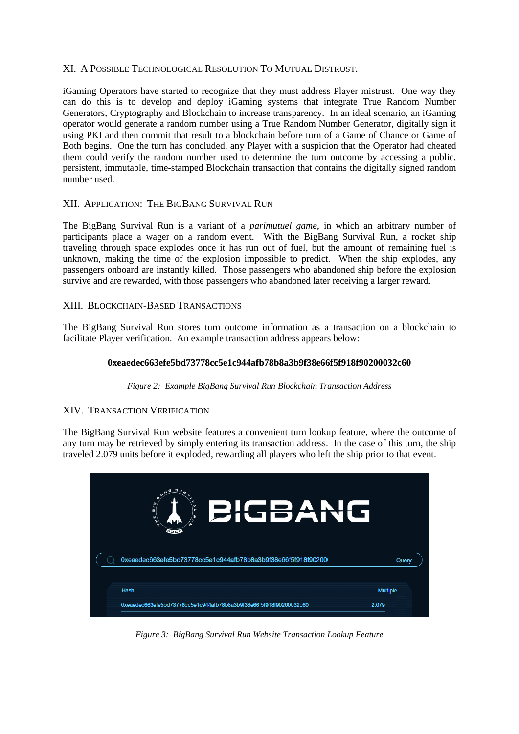## XI. A Possible Technological Resolution To Mutual Distrust.

iGaming Operators have started to recognize that they must address Player mistrust. One way they can do this is to develop and deploy iGaming systems that integrate True Random Number Generators, Cryptography and Blockchain to increase transparency. In an ideal scenario, an iGaming operator would generate a random number using a True Random Number Generator, digitally sign it using PKI and then commit that result to a blockchain before turn of a Game of Chance or Game of Both begins. One the turn has concluded, any Player with a suspicion that the Operator had cheated them could verify the random number used to determine the turn outcome by accessing a public, persistent, immutable, time-stamped Blockchain transaction that contains the digitally signed random number used.

## XII. Application: The BigBang Survival Run

The BigBang Survival Run is a variant of a *parimutuel game*, in which an arbitrary number of participants place a wager on a random event. With the BigBang Survival Run, a rocket ship traveling through space explodes once it has run out of fuel, but the amount of remaining fuel is unknown, making the time of the explosion impossible to predict. When the ship explodes, any passengers onboard are instantly killed. Those passengers who abandoned ship before the explosion survive and are rewarded, with those passengers who abandoned later receiving a larger reward.

## XIII. Blockchain-Based Transactions

The BigBang Survival Run stores turn outcome information as a transaction on a blockchain to facilitate Player verification. An example transaction address appears below:

**0xeaedec663efe5bd73778cc5e1c944afb78b8a3b9f38e66f5f918f90200032c60**

*Figure 2: Example BigBang Survival Run Blockchain Transaction Address*

## XIV. Transaction Verification

The BigBang Survival Run website features a convenient turn lookup feature, where the outcome of any turn may be retrieved by simply entering its transaction address. In the case of this turn, the ship traveled 2.079 units before it exploded, rewarding all players who left the ship prior to that event.

*Figure 3: BigBang Survival Run Website Transaction Lookup Feature*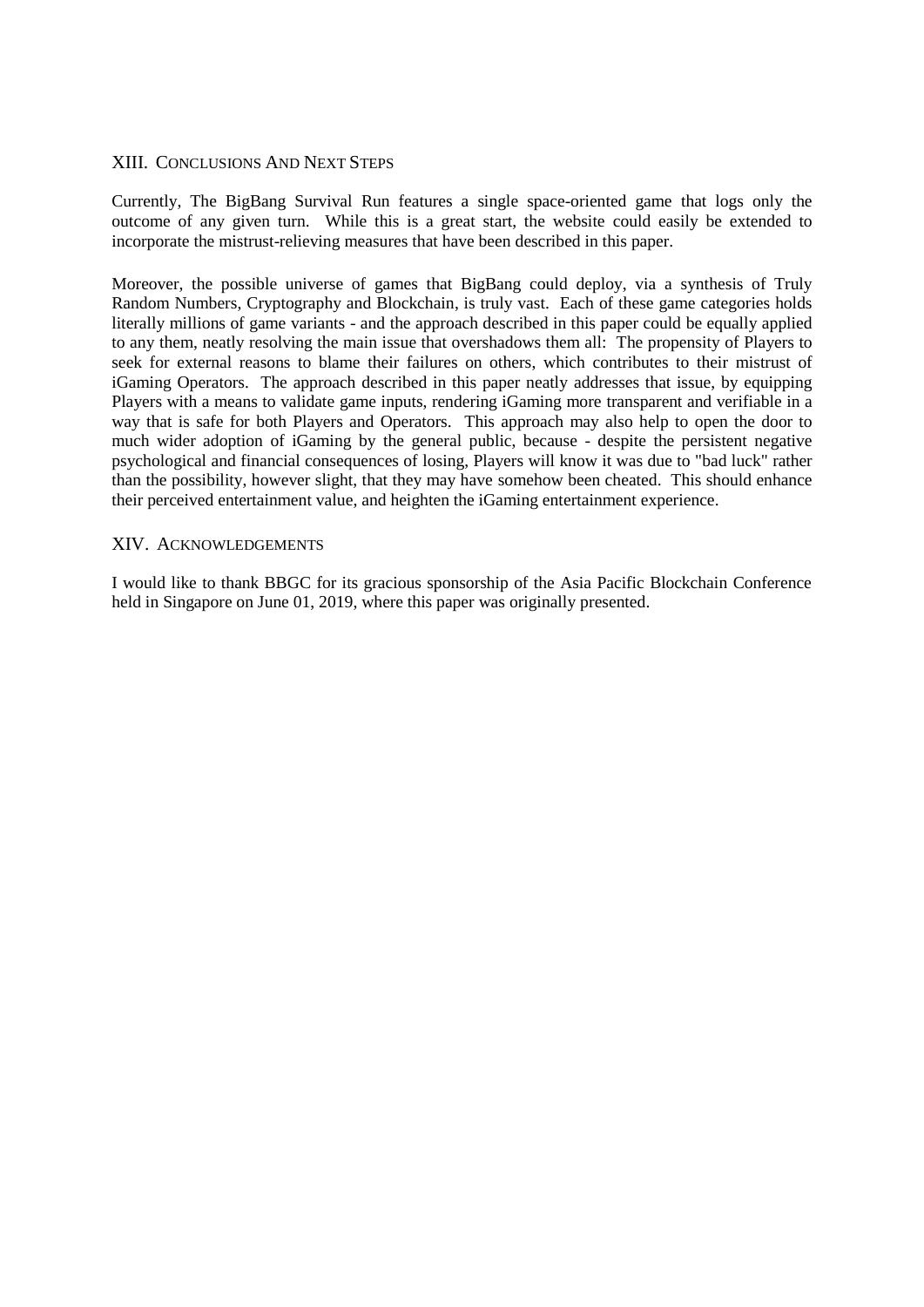## XIII. Conclusions And Next Steps

Currently, The BigBang Survival Run features a single space-oriented game that logs only the outcome of any given turn. While this is a great start, the website could easily be extended to incorporate the mistrust-relieving measures that have been described in this paper.

Moreover, the possible universe of games that BigBang could deploy, via a synthesis of Truly Random Numbers, Cryptography and Blockchain, is truly vast. Each of these game categories holds literally millions of game variants - and the approach described in this paper could be equally applied to any them, neatly resolving the main issue that overshadows them all: The propensity of Players to seek for external reasons to blame their failures on others, which contributes to their mistrust of iGaming Operators. The approach described in this paper neatly addresses that issue, by equipping Players with a means to validate game inputs, rendering iGaming more transparent and verifiable in a way that is safe for both Players and Operators. This approach may also help to open the door to much wider adoption of iGaming by the general public, because - despite the persistent negative psychological and financial consequences of losing, Players will know it was due to "bad luck" rather than the possibility, however slight, that they may have somehow been cheated. This should enhance their perceived entertainment value, and heighten the iGaming entertainment experience.

## XIV. Acknowledgements

I would like to thank BBGC for its gracious sponsorship of the Asia Pacific Blockchain Conference held in Singapore on June 01, 2019, where this paper was originally presented.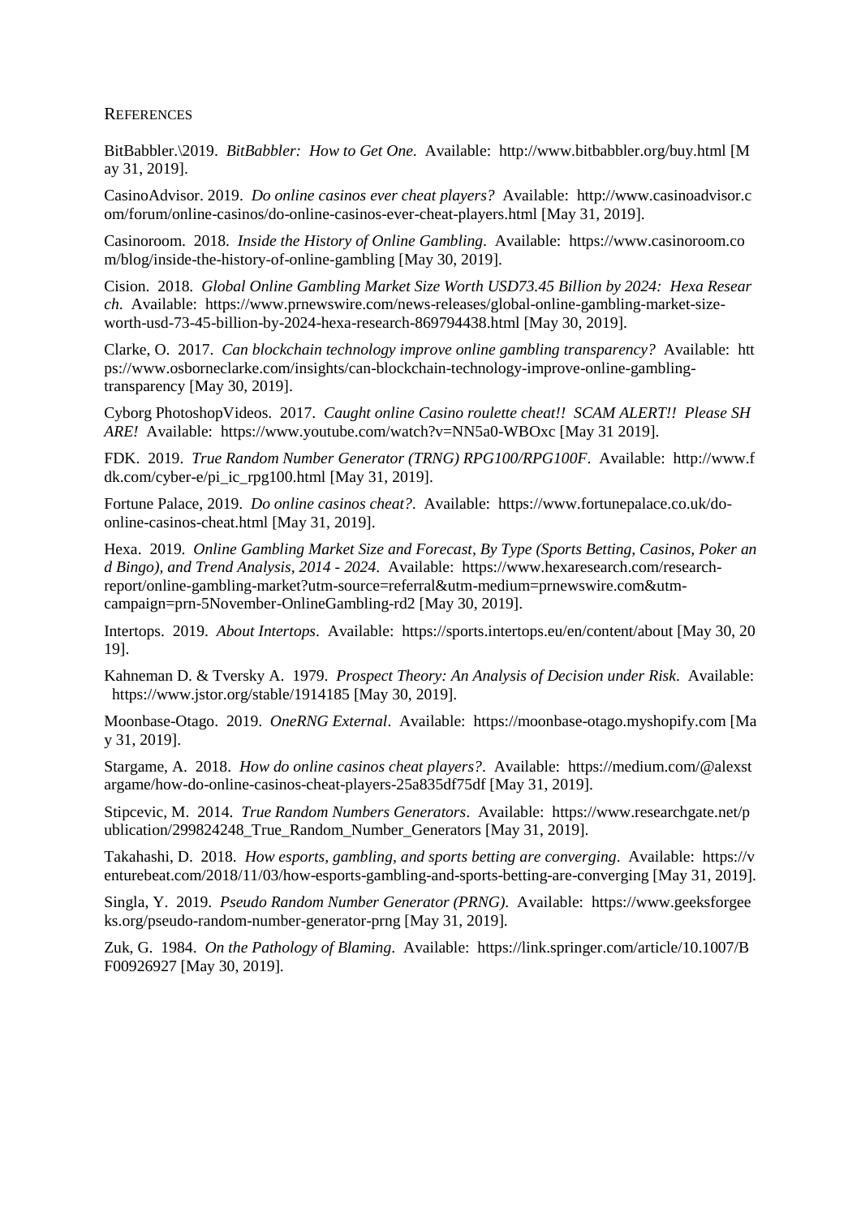# References

BitBabbler.\2019. *BitBabbler: How to Get One*. Available: http://www.bitbabbler.org/buy.html [May 31, 2019].

CasinoAdvisor. 2019. *Do online casinos ever cheat players?* Available: http://www.casinoadvisor.com/forum/online-casinos/do-online-casinos-ever-cheat-players.html [May 31, 2019].

Casinoroom. 2018. *Inside the History of Online Gambling*. Available: https://www.casinoroom.com/blog/inside-the-history-of-online-gambling [May 30, 2019].

Cision. 2018. *Global Online Gambling Market Size Worth USD73.45 Billion by 2024: Hexa Research*. Available: https://www.prnewswire.com/news-releases/global-online-gambling-market-size-worth-usd-73-45-billion-by-2024-hexa-research-869794438.html [May 30, 2019].

Clarke, O. 2017. *Can blockchain technology improve online gambling transparency?* Available: https://www.osborneclarke.com/insights/can-blockchain-technology-improve-online-gambling-transparency [May 30, 2019].

Cyborg PhotoshopVideos. 2017. *Caught online Casino roulette cheat!! SCAM ALERT!! Please SHARE!* Available: https://www.youtube.com/watch?v=NN5a0-WBOxc [May 31 2019].

FDK. 2019. *True Random Number Generator (TRNG) RPG100/RPG100F*. Available: http://www.fdk.com/cyber-e/pi_ic_rpg100.html [May 31, 2019].

Fortune Palace, 2019. *Do online casinos cheat?*. Available: https://www.fortunepalace.co.uk/do-online-casinos-cheat.html [May 31, 2019].

Hexa. 2019. *Online Gambling Market Size and Forecast, By Type (Sports Betting, Casinos, Poker and Bingo), and Trend Analysis, 2014 - 2024*. Available: https://www.hexaresearch.com/research-report/online-gambling-market?utm-source=referral&utm-medium=prnewswire.com&utm-campaign=prn-5November-OnlineGambling-rd2 [May 30, 2019].

Intertops. 2019. *About Intertops*. Available: https://sports.intertops.eu/en/content/about [May 30, 2019].

Kahneman D. & Tversky A. 1979. *Prospect Theory: An Analysis of Decision under Risk*. Available: https://www.jstor.org/stable/1914185 [May 30, 2019].

Moonbase-Otago. 2019. *OneRNG External*. Available: https://moonbase-otago.myshopify.com [May 31, 2019].

Stargame, A. 2018. *How do online casinos cheat players?*. Available: https://medium.com/@alexstargame/how-do-online-casinos-cheat-players-25a835df75df [May 31, 2019].

Stipcevic, M. 2014. *True Random Numbers Generators*. Available: https://www.researchgate.net/publication/299824248_True_Random_Number_Generators [May 31, 2019].

Takahashi, D. 2018. *How esports, gambling, and sports betting are converging*. Available: https://venturebeat.com/2018/11/03/how-esports-gambling-and-sports-betting-are-converging [May 31, 2019].

Singla, Y. 2019. *Pseudo Random Number Generator (PRNG)*. Available: https://www.geeksforgeeks.org/pseudo-random-number-generator-prng [May 31, 2019].

Zuk, G. 1984. *On the Pathology of Blaming*. Available: https://link.springer.com/article/10.1007/BF00926927 [May 30, 2019].